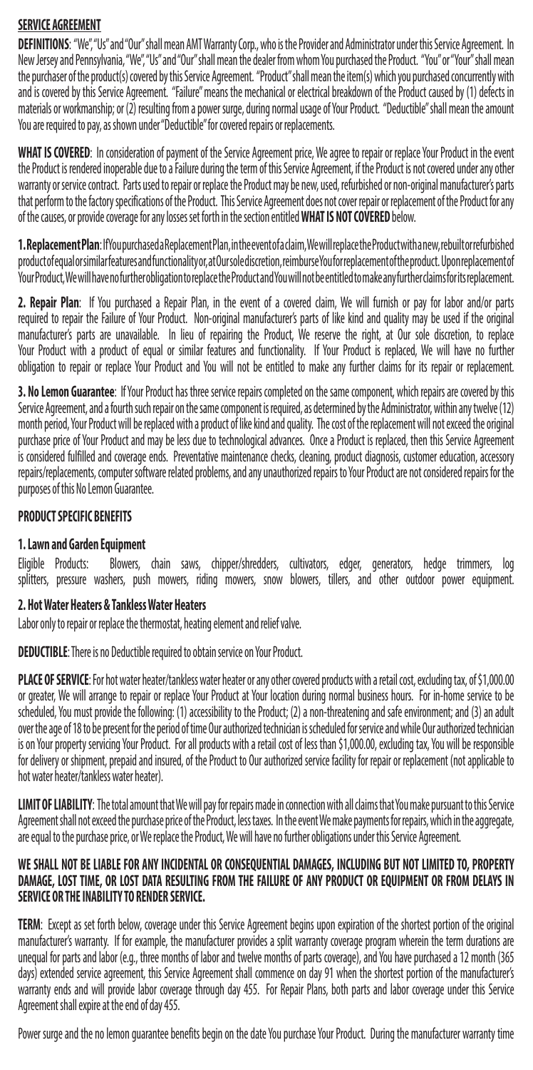## SERVICE AGREEMENT

**DEFINITIONS**: "We", "Us" and "Our" shall mean AMT Warranty Corp., who is the Provider and Administrator under this Service Agreement. In New Jersey and Pennsylvania, "We", "Us" and "Our" shall mean the dealer from whom You purchased the Product. "You" or "Your" shall mean the purchaser of the product(s) covered by this Service Agreement. "Product" shall mean the item(s) which you purchased concurrently with and is covered by this Service Agreement. "Failure" means the mechanical or electrical breakdown of the Product caused by (1) defects in materials or workmanship; or (2) resulting from a power surge, during normal usage of Your Product. "Deductible" shall mean the amount You are required to pay, as shown under "Deductible" for covered repairs or replacements.

**WHAT IS COVERED**: In consideration of payment of the Service Agreement price, We agree to repair or replace Your Product in the event the Product is rendered inoperable due to a Failure during the term of this Service Agreement, if the Product is not covered under any other warranty or service contract. Parts used to repair or replace the Product may be new, used, refurbished or non-original manufacturer's parts that perform to the factory specifications of the Product. This Service Agreement does not cover repair or replacement of the Product for any of the causes, or provide coverage for any losses set forth in the section entitled **WHAT IS NOT COVERED** below.

**1. Replacement Plan**: If You purchased a Replacement Plan, in the event of a claim, We will replace the Product with a new, rebuilt or refurbished product of equal or similar features and functionality or, at Our sole discretion, reimburse You for replacement of the product. Upon replacement of Your Product, We will have no further obligation to replace the Product and You will not be entitled to make any further claims for its replacement.

**2. Repair Plan**: If You purchased a Repair Plan, in the event of a covered claim, We will furnish or pay for labor and/or parts required to repair the Failure of Your Product. Non-original manufacturer's parts of like kind and quality may be used if the original manufacturer's parts are unavailable. In lieu of repairing the Product, We reserve the right, at Our sole discretion, to replace Your Product with a product of equal or similar features and functionality. If Your Product is replaced, We will have no further obligation to repair or replace Your Product and You will not be entitled to make any further claims for its repair or replacement.

**3. No Lemon Guarantee**: If Your Product has three service repairs completed on the same component, which repairs are covered by this Service Agreement, and a fourth such repair on the same component is required, as determined by the Administrator, within any twelve (12) month period, Your Product will be replaced with a product of like kind and quality. The cost of the replacement will not exceed the original purchase price of Your Product and may be less due to technological advances. Once a Product is replaced, then this Service Agreement is considered fulfilled and coverage ends. Preventative maintenance checks, cleaning, product diagnosis, customer education, accessory repairs/replacements, computer software related problems, and any unauthorized repairs to Your Product are not considered repairs for the purposes of this No Lemon Guarantee.

### PRODUCT SPECIFIC BENEFITS

#### 1. Lawn and Garden Equipment

Eligible Products: Blowers, chain saws, chipper/shredders, cultivators, edger, generators, hedge trimmers, log splitters, pressure washers, push mowers, riding mowers, snow blowers, tillers, and other outdoor power equipment.

#### 2. Hot Water Heaters & Tankless Water Heaters

Labor only to repair or replace the thermostat, heating element and relief valve.

**DEDUCTIBLE**: There is no Deductible required to obtain service on Your Product.

**PLACE OF SERVICE**: For hot water heater/tankless water heater or any other covered products with a retail cost, excluding tax, of $1,000.00 or greater, We will arrange to repair or replace Your Product at Your location during normal business hours. For in-home service to be scheduled, You must provide the following: (1) accessibility to the Product; (2) a non-threatening and safe environment; and (3) an adult over the age of 18 to be present for the period of time Our authorized technician is scheduled for service and while Our authorized technician is on Your property servicing Your Product. For all products with a retail cost of less than $1,000.00, excluding tax, You will be responsible for delivery or shipment, prepaid and insured, of the Product to Our authorized service facility for repair or replacement (not applicable to hot water heater/tankless water heater).

**LIMIT OF LIABILITY**: The total amount that We will pay for repairs made in connection with all claims that You make pursuant to this Service Agreement shall not exceed the purchase price of the Product, less taxes. In the event We make payments for repairs, which in the aggregate, are equal to the purchase price, or We replace the Product, We will have no further obligations under this Service Agreement.

**WE SHALL NOT BE LIABLE FOR ANY INCIDENTAL OR CONSEQUENTIAL DAMAGES, INCLUDING BUT NOT LIMITED TO, PROPERTY DAMAGE, LOST TIME, OR LOST DATA RESULTING FROM THE FAILURE OF ANY PRODUCT OR EQUIPMENT OR FROM DELAYS IN SERVICE OR THE INABILITY TO RENDER SERVICE.**

**TERM**: Except as set forth below, coverage under this Service Agreement begins upon expiration of the shortest portion of the original manufacturer's warranty. If for example, the manufacturer provides a split warranty coverage program wherein the term durations are unequal for parts and labor (e.g., three months of labor and twelve months of parts coverage), and You have purchased a 12 month (365 days) extended service agreement, this Service Agreement shall commence on day 91 when the shortest portion of the manufacturer's warranty ends and will provide labor coverage through day 455. For Repair Plans, both parts and labor coverage under this Service Agreement shall expire at the end of day 455.

Power surge and the no lemon guarantee benefits begin on the date You purchase Your Product. During the manufacturer warranty time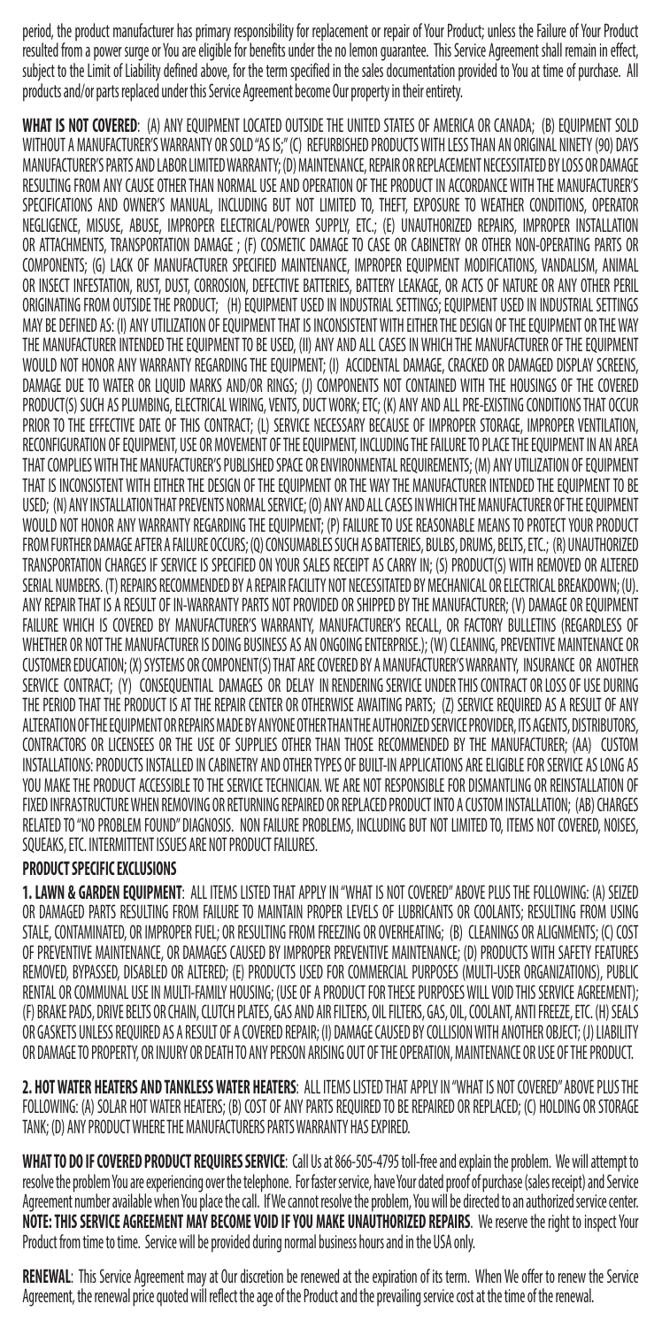period, the product manufacturer has primary responsibility for replacement or repair of Your Product; unless the Failure of Your Product resulted from a power surge or You are eligible for benefits under the no lemon guarantee. This Service Agreement shall remain in effect, subject to the Limit of Liability defined above, for the term specified in the sales documentation provided to You at time of purchase. All products and/or parts replaced under this Service Agreement become Our property in their entirety.

**WHAT IS NOT COVERED**: (A) ANY EQUIPMENT LOCATED OUTSIDE THE UNITED STATES OF AMERICA OR CANADA; (B) EQUIPMENT SOLD WITHOUT A MANUFACTURER'S WARRANTY OR SOLD "AS IS;" (C) REFURBISHED PRODUCTS WITH LESS THAN AN ORIGINAL NINETY (90) DAYS MANUFACTURER'S PARTS AND LABOR LIMITED WARRANTY; (D) MAINTENANCE, REPAIR OR REPLACEMENT NECESSITATED BY LOSS OR DAMAGE RESULTING FROM ANY CAUSE OTHER THAN NORMAL USE AND OPERATION OF THE PRODUCT IN ACCORDANCE WITH THE MANUFACTURER'S SPECIFICATIONS AND OWNER'S MANUAL, INCLUDING BUT NOT LIMITED TO, THEFT, EXPOSURE TO WEATHER CONDITIONS, OPERATOR NEGLIGENCE, MISUSE, ABUSE, IMPROPER ELECTRICAL/POWER SUPPLY, ETC.; (E) UNAUTHORIZED REPAIRS, IMPROPER INSTALLATION OR ATTACHMENTS, TRANSPORTATION DAMAGE ; (F) COSMETIC DAMAGE TO CASE OR CABINETRY OR OTHER NON-OPERATING PARTS OR COMPONENTS; (G) LACK OF MANUFACTURER SPECIFIED MAINTENANCE, IMPROPER EQUIPMENT MODIFICATIONS, VANDALISM, ANIMAL OR INSECT INFESTATION, RUST, DUST, CORROSION, DEFECTIVE BATTERIES, BATTERY LEAKAGE, OR ACTS OF NATURE OR ANY OTHER PERIL ORIGINATING FROM OUTSIDE THE PRODUCT; (H) EQUIPMENT USED IN INDUSTRIAL SETTINGS; EQUIPMENT USED IN INDUSTRIAL SETTINGS MAY BE DEFINED AS: (I) ANY UTILIZATION OF EQUIPMENT THAT IS INCONSISTENT WITH EITHER THE DESIGN OF THE EQUIPMENT OR THE WAY THE MANUFACTURER INTENDED THE EQUIPMENT TO BE USED, (II) ANY AND ALL CASES IN WHICH THE MANUFACTURER OF THE EQUIPMENT WOULD NOT HONOR ANY WARRANTY REGARDING THE EQUIPMENT; (I) ACCIDENTAL DAMAGE, CRACKED OR DAMAGED DISPLAY SCREENS, DAMAGE DUE TO WATER OR LIQUID MARKS AND/OR RINGS; (J) COMPONENTS NOT CONTAINED WITH THE HOUSINGS OF THE COVERED PRODUCT(S) SUCH AS PLUMBING, ELECTRICAL WIRING, VENTS, DUCT WORK; ETC; (K) ANY AND ALL PRE-EXISTING CONDITIONS THAT OCCUR PRIOR TO THE EFFECTIVE DATE OF THIS CONTRACT; (L) SERVICE NECESSARY BECAUSE OF IMPROPER STORAGE, IMPROPER VENTILATION, RECONFIGURATION OF EQUIPMENT, USE OR MOVEMENT OF THE EQUIPMENT, INCLUDING THE FAILURE TO PLACE THE EQUIPMENT IN AN AREA THAT COMPLIES WITH THE MANUFACTURER'S PUBLISHED SPACE OR ENVIRONMENTAL REQUIREMENTS; (M) ANY UTILIZATION OF EQUIPMENT THAT IS INCONSISTENT WITH EITHER THE DESIGN OF THE EQUIPMENT OR THE WAY THE MANUFACTURER INTENDED THE EQUIPMENT TO BE USED; (N) ANY INSTALLATION THAT PREVENTS NORMAL SERVICE; (O) ANY AND ALL CASES IN WHICH THE MANUFACTURER OF THE EQUIPMENT WOULD NOT HONOR ANY WARRANTY REGARDING THE EQUIPMENT; (P) FAILURE TO USE REASONABLE MEANS TO PROTECT YOUR PRODUCT FROM FURTHER DAMAGE AFTER A FAILURE OCCURS; (Q) CONSUMABLES SUCH AS BATTERIES, BULBS, DRUMS, BELTS, ETC.; (R) UNAUTHORIZED TRANSPORTATION CHARGES IF SERVICE IS SPECIFIED ON YOUR SALES RECEIPT AS CARRY IN; (S) PRODUCT(S) WITH REMOVED OR ALTERED SERIAL NUMBERS. (T) REPAIRS RECOMMENDED BY A REPAIR FACILITY NOT NECESSITATED BY MECHANICAL OR ELECTRICAL BREAKDOWN; (U). ANY REPAIR THAT IS A RESULT OF IN-WARRANTY PARTS NOT PROVIDED OR SHIPPED BY THE MANUFACTURER; (V) DAMAGE OR EQUIPMENT FAILURE WHICH IS COVERED BY MANUFACTURER'S WARRANTY, MANUFACTURER'S RECALL, OR FACTORY BULLETINS (REGARDLESS OF WHETHER OR NOT THE MANUFACTURER IS DOING BUSINESS AS AN ONGOING ENTERPRISE.); (W) CLEANING, PREVENTIVE MAINTENANCE OR CUSTOMER EDUCATION; (X) SYSTEMS OR COMPONENT(S) THAT ARE COVERED BY A MANUFACTURER'S WARRANTY, INSURANCE OR ANOTHER SERVICE CONTRACT; (Y) CONSEQUENTIAL DAMAGES OR DELAY IN RENDERING SERVICE UNDER THIS CONTRACT OR LOSS OF USE DURING THE PERIOD THAT THE PRODUCT IS AT THE REPAIR CENTER OR OTHERWISE AWAITING PARTS; (Z) SERVICE REQUIRED AS A RESULT OF ANY ALTERATION OF THE EQUIPMENT OR REPAIRS MADE BY ANYONE OTHER THAN THE AUTHORIZED SERVICE PROVIDER, ITS AGENTS, DISTRIBUTORS, CONTRACTORS OR LICENSEES OR THE USE OF SUPPLIES OTHER THAN THOSE RECOMMENDED BY THE MANUFACTURER; (AA) CUSTOM INSTALLATIONS: PRODUCTS INSTALLED IN CABINETRY AND OTHER TYPES OF BUILT-IN APPLICATIONS ARE ELIGIBLE FOR SERVICE AS LONG AS YOU MAKE THE PRODUCT ACCESSIBLE TO THE SERVICE TECHNICIAN. WE ARE NOT RESPONSIBLE FOR DISMANTLING OR REINSTALLATION OF FIXED INFRASTRUCTURE WHEN REMOVING OR RETURNING REPAIRED OR REPLACED PRODUCT INTO A CUSTOM INSTALLATION; (AB) CHARGES RELATED TO "NO PROBLEM FOUND" DIAGNOSIS. NON FAILURE PROBLEMS, INCLUDING BUT NOT LIMITED TO, ITEMS NOT COVERED, NOISES, SQUEAKS, ETC. INTERMITTENT ISSUES ARE NOT PRODUCT FAILURES.

**PRODUCT SPECIFIC EXCLUSIONS**

**1. LAWN & GARDEN EQUIPMENT**: ALL ITEMS LISTED THAT APPLY IN "WHAT IS NOT COVERED" ABOVE PLUS THE FOLLOWING: (A) SEIZED OR DAMAGED PARTS RESULTING FROM FAILURE TO MAINTAIN PROPER LEVELS OF LUBRICANTS OR COOLANTS; RESULTING FROM USING STALE, CONTAMINATED, OR IMPROPER FUEL; OR RESULTING FROM FREEZING OR OVERHEATING; (B) CLEANINGS OR ALIGNMENTS; (C) COST OF PREVENTIVE MAINTENANCE, OR DAMAGES CAUSED BY IMPROPER PREVENTIVE MAINTENANCE; (D) PRODUCTS WITH SAFETY FEATURES REMOVED, BYPASSED, DISABLED OR ALTERED; (E) PRODUCTS USED FOR COMMERCIAL PURPOSES (MULTI-USER ORGANIZATIONS), PUBLIC RENTAL OR COMMUNAL USE IN MULTI-FAMILY HOUSING; (USE OF A PRODUCT FOR THESE PURPOSES WILL VOID THIS SERVICE AGREEMENT); (F) BRAKE PADS, DRIVE BELTS OR CHAIN, CLUTCH PLATES, GAS AND AIR FILTERS, OIL FILTERS, GAS, OIL, COOLANT, ANTI FREEZE, ETC. (H) SEALS OR GASKETS UNLESS REQUIRED AS A RESULT OF A COVERED REPAIR; (I) DAMAGE CAUSED BY COLLISION WITH ANOTHER OBJECT; (J) LIABILITY OR DAMAGE TO PROPERTY, OR INJURY OR DEATH TO ANY PERSON ARISING OUT OF THE OPERATION, MAINTENANCE OR USE OF THE PRODUCT.

**2. HOT WATER HEATERS AND TANKLESS WATER HEATERS**: ALL ITEMS LISTED THAT APPLY IN "WHAT IS NOT COVERED" ABOVE PLUS THE FOLLOWING: (A) SOLAR HOT WATER HEATERS; (B) COST OF ANY PARTS REQUIRED TO BE REPAIRED OR REPLACED; (C) HOLDING OR STORAGE TANK; (D) ANY PRODUCT WHERE THE MANUFACTURERS PARTS WARRANTY HAS EXPIRED.

**WHAT TO DO IF COVERED PRODUCT REQUIRES SERVICE**: Call Us at 866-505-4795 toll-free and explain the problem. We will attempt to resolve the problem You are experiencing over the telephone. For faster service, have Your dated proof of purchase (sales receipt) and Service Agreement number available when You place the call. If We cannot resolve the problem, You will be directed to an authorized service center. **NOTE: THIS SERVICE AGREEMENT MAY BECOME VOID IF YOU MAKE UNAUTHORIZED REPAIRS**. We reserve the right to inspect Your Product from time to time. Service will be provided during normal business hours and in the USA only.

**RENEWAL**: This Service Agreement may at Our discretion be renewed at the expiration of its term. When We offer to renew the Service Agreement, the renewal price quoted will reflect the age of the Product and the prevailing service cost at the time of the renewal.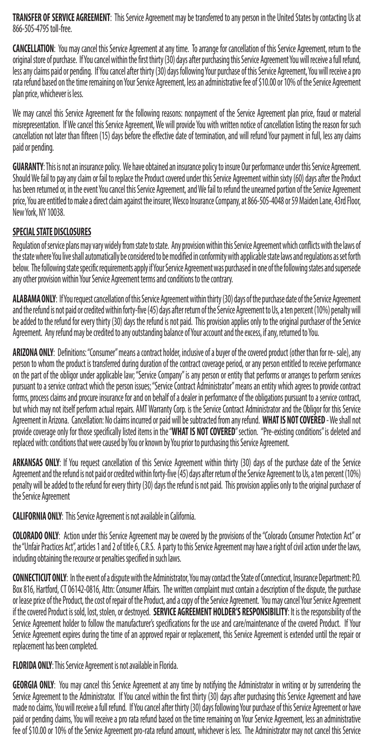**TRANSFER OF SERVICE AGREEMENT**: This Service Agreement may be transferred to any person in the United States by contacting Us at 866-505-4795 toll-free.

**CANCELLATION**: You may cancel this Service Agreement at any time. To arrange for cancellation of this Service Agreement, return to the original store of purchase. If You cancel within the first thirty (30) days after purchasing this Service Agreement You will receive a full refund, less any claims paid or pending. If You cancel after thirty (30) days following Your purchase of this Service Agreement, You will receive a pro rata refund based on the time remaining on Your Service Agreement, less an administrative fee of $10.00 or 10% of the Service Agreement plan price, whichever is less.

We may cancel this Service Agreement for the following reasons: nonpayment of the Service Agreement plan price, fraud or material misrepresentation. If We cancel this Service Agreement, We will provide You with written notice of cancellation listing the reason for such cancellation not later than fifteen (15) days before the effective date of termination, and will refund Your payment in full, less any claims paid or pending.

**GUARANTY**: This is not an insurance policy. We have obtained an insurance policy to insure Our performance under this Service Agreement. Should We fail to pay any claim or fail to replace the Product covered under this Service Agreement within sixty (60) days after the Product has been returned or, in the event You cancel this Service Agreement, and We fail to refund the unearned portion of the Service Agreement price, You are entitled to make a direct claim against the insurer, Wesco Insurance Company, at 866-505-4048 or 59 Maiden Lane, 43rd Floor, New York, NY 10038.

**SPECIAL STATE DISCLOSURES**

Regulation of service plans may vary widely from state to state. Any provision within this Service Agreement which conflicts with the laws of the state where You live shall automatically be considered to be modified in conformity with applicable state laws and regulations as set forth below. The following state specific requirements apply if Your Service Agreement was purchased in one of the following states and supersede any other provision within Your Service Agreement terms and conditions to the contrary.

**ALABAMA ONLY**: If You request cancellation of this Service Agreement within thirty (30) days of the purchase date of the Service Agreement and the refund is not paid or credited within forty-five (45) days after return of the Service Agreement to Us, a ten percent (10%) penalty will be added to the refund for every thirty (30) days the refund is not paid. This provision applies only to the original purchaser of the Service Agreement. Any refund may be credited to any outstanding balance of Your account and the excess, if any, returned to You.

**ARIZONA ONLY**: Definitions: "Consumer" means a contract holder, inclusive of a buyer of the covered product (other than for re- sale), any person to whom the product is transferred during duration of the contract coverage period, or any person entitled to receive performance on the part of the obligor under applicable law; "Service Company" is any person or entity that performs or arranges to perform services pursuant to a service contract which the person issues; "Service Contract Administrator" means an entity which agrees to provide contract forms, process claims and procure insurance for and on behalf of a dealer in performance of the obligations pursuant to a service contract, but which may not itself perform actual repairs. AMT Warranty Corp. is the Service Contract Administrator and the Obligor for this Service Agreement in Arizona. Cancellation: No claims incurred or paid will be subtracted from any refund. **WHAT IS NOT COVERED** - We shall not provide coverage only for those specifically listed items in the "**WHAT IS NOT COVERED**" section. "Pre-existing conditions" is deleted and replaced with: conditions that were caused by You or known by You prior to purchasing this Service Agreement.

**ARKANSAS ONLY**: If You request cancellation of this Service Agreement within thirty (30) days of the purchase date of the Service Agreement and the refund is not paid or credited within forty-five (45) days after return of the Service Agreement to Us, a ten percent (10%) penalty will be added to the refund for every thirty (30) days the refund is not paid. This provision applies only to the original purchaser of the Service Agreement

**CALIFORNIA ONLY**: This Service Agreement is not available in California.

**COLORADO ONLY**: Action under this Service Agreement may be covered by the provisions of the "Colorado Consumer Protection Act" or the "Unfair Practices Act", articles 1 and 2 of title 6, C.R.S. A party to this Service Agreement may have a right of civil action under the laws, including obtaining the recourse or penalties specified in such laws.

**CONNECTICUT ONLY**: In the event of a dispute with the Administrator, You may contact the State of Connecticut, Insurance Department: P.O. Box 816, Hartford, CT 06142-0816, Attn: Consumer Affairs. The written complaint must contain a description of the dispute, the purchase or lease price of the Product, the cost of repair of the Product, and a copy of the Service Agreement. You may cancel Your Service Agreement if the covered Product is sold, lost, stolen, or destroyed. **SERVICE AGREEMENT HOLDER'S RESPONSIBILITY**: It is the responsibility of the Service Agreement holder to follow the manufacturer's specifications for the use and care/maintenance of the covered Product. If Your Service Agreement expires during the time of an approved repair or replacement, this Service Agreement is extended until the repair or replacement has been completed.

**FLORIDA ONLY**: This Service Agreement is not available in Florida.

**GEORGIA ONLY**: You may cancel this Service Agreement at any time by notifying the Administrator in writing or by surrendering the Service Agreement to the Administrator. If You cancel within the first thirty (30) days after purchasing this Service Agreement and have made no claims, You will receive a full refund. If You cancel after thirty (30) days following Your purchase of this Service Agreement or have paid or pending claims, You will receive a pro rata refund based on the time remaining on Your Service Agreement, less an administrative fee of $10.00 or 10% of the Service Agreement pro-rata refund amount, whichever is less. The Administrator may not cancel this Service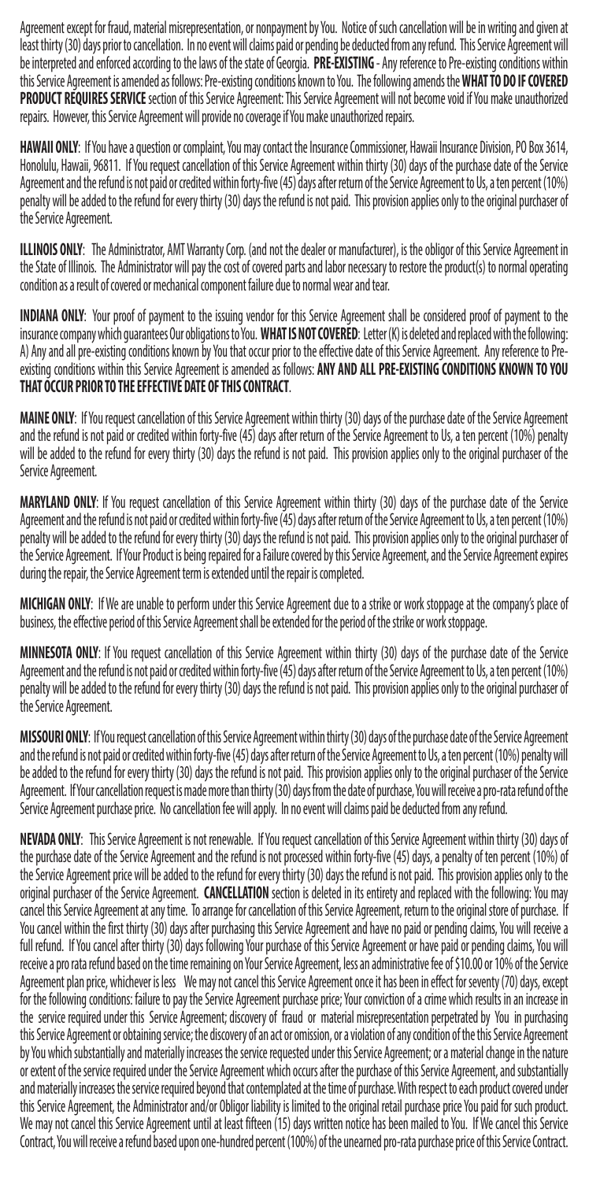Agreement except for fraud, material misrepresentation, or nonpayment by You. Notice of such cancellation will be in writing and given at least thirty (30) days prior to cancellation. In no event will claims paid or pending be deducted from any refund. This Service Agreement will be interpreted and enforced according to the laws of the state of Georgia. **PRE-EXISTING** - Any reference to Pre-existing conditions within this Service Agreement is amended as follows: Pre-existing conditions known to You. The following amends the **WHAT TO DO IF COVERED PRODUCT REQUIRES SERVICE** section of this Service Agreement: This Service Agreement will not become void if You make unauthorized repairs. However, this Service Agreement will provide no coverage if You make unauthorized repairs.

**HAWAII ONLY**: If You have a question or complaint, You may contact the Insurance Commissioner, Hawaii Insurance Division, PO Box 3614, Honolulu, Hawaii, 96811. If You request cancellation of this Service Agreement within thirty (30) days of the purchase date of the Service Agreement and the refund is not paid or credited within forty-five (45) days after return of the Service Agreement to Us, a ten percent (10%) penalty will be added to the refund for every thirty (30) days the refund is not paid. This provision applies only to the original purchaser of the Service Agreement.

**ILLINOIS ONLY**: The Administrator, AMT Warranty Corp. (and not the dealer or manufacturer), is the obligor of this Service Agreement in the State of Illinois. The Administrator will pay the cost of covered parts and labor necessary to restore the product(s) to normal operating condition as a result of covered or mechanical component failure due to normal wear and tear.

**INDIANA ONLY**: Your proof of payment to the issuing vendor for this Service Agreement shall be considered proof of payment to the insurance company which guarantees Our obligations to You. **WHAT IS NOT COVERED**: Letter (K) is deleted and replaced with the following: A) Any and all pre-existing conditions known by You that occur prior to the effective date of this Service Agreement. Any reference to Pre-existing conditions within this Service Agreement is amended as follows: **ANY AND ALL PRE-EXISTING CONDITIONS KNOWN TO YOU THAT OCCUR PRIOR TO THE EFFECTIVE DATE OF THIS CONTRACT**.

**MAINE ONLY**: If You request cancellation of this Service Agreement within thirty (30) days of the purchase date of the Service Agreement and the refund is not paid or credited within forty-five (45) days after return of the Service Agreement to Us, a ten percent (10%) penalty will be added to the refund for every thirty (30) days the refund is not paid. This provision applies only to the original purchaser of the Service Agreement.

**MARYLAND ONLY**: If You request cancellation of this Service Agreement within thirty (30) days of the purchase date of the Service Agreement and the refund is not paid or credited within forty-five (45) days after return of the Service Agreement to Us, a ten percent (10%) penalty will be added to the refund for every thirty (30) days the refund is not paid. This provision applies only to the original purchaser of the Service Agreement. If Your Product is being repaired for a Failure covered by this Service Agreement, and the Service Agreement expires during the repair, the Service Agreement term is extended until the repair is completed.

**MICHIGAN ONLY**: If We are unable to perform under this Service Agreement due to a strike or work stoppage at the company's place of business, the effective period of this Service Agreement shall be extended for the period of the strike or work stoppage.

**MINNESOTA ONLY**: If You request cancellation of this Service Agreement within thirty (30) days of the purchase date of the Service Agreement and the refund is not paid or credited within forty-five (45) days after return of the Service Agreement to Us, a ten percent (10%) penalty will be added to the refund for every thirty (30) days the refund is not paid. This provision applies only to the original purchaser of the Service Agreement.

**MISSOURI ONLY**: If You request cancellation of this Service Agreement within thirty (30) days of the purchase date of the Service Agreement and the refund is not paid or credited within forty-five (45) days after return of the Service Agreement to Us, a ten percent (10%) penalty will be added to the refund for every thirty (30) days the refund is not paid. This provision applies only to the original purchaser of the Service Agreement. If Your cancellation request is made more than thirty (30) days from the date of purchase, You will receive a pro-rata refund of the Service Agreement purchase price. No cancellation fee will apply. In no event will claims paid be deducted from any refund.

**NEVADA ONLY**: This Service Agreement is not renewable. If You request cancellation of this Service Agreement within thirty (30) days of the purchase date of the Service Agreement and the refund is not processed within forty-five (45) days, a penalty of ten percent (10%) of the Service Agreement price will be added to the refund for every thirty (30) days the refund is not paid. This provision applies only to the original purchaser of the Service Agreement. **CANCELLATION** section is deleted in its entirety and replaced with the following: You may cancel this Service Agreement at any time. To arrange for cancellation of this Service Agreement, return to the original store of purchase. If You cancel within the first thirty (30) days after purchasing this Service Agreement and have no paid or pending claims, You will receive a full refund. If You cancel after thirty (30) days following Your purchase of this Service Agreement or have paid or pending claims, You will receive a pro rata refund based on the time remaining on Your Service Agreement, less an administrative fee of $10.00 or 10% of the Service Agreement plan price, whichever is less We may not cancel this Service Agreement once it has been in effect for seventy (70) days, except for the following conditions: failure to pay the Service Agreement purchase price; Your conviction of a crime which results in an increase in the service required under this Service Agreement; discovery of fraud or material misrepresentation perpetrated by You in purchasing this Service Agreement or obtaining service; the discovery of an act or omission, or a violation of any condition of the this Service Agreement by You which substantially and materially increases the service requested under this Service Agreement; or a material change in the nature or extent of the service required under the Service Agreement which occurs after the purchase of this Service Agreement, and substantially and materially increases the service required beyond that contemplated at the time of purchase. With respect to each product covered under this Service Agreement, the Administrator and/or Obligor liability is limited to the original retail purchase price You paid for such product. We may not cancel this Service Agreement until at least fifteen (15) days written notice has been mailed to You. If We cancel this Service Contract, You will receive a refund based upon one-hundred percent (100%) of the unearned pro-rata purchase price of this Service Contract.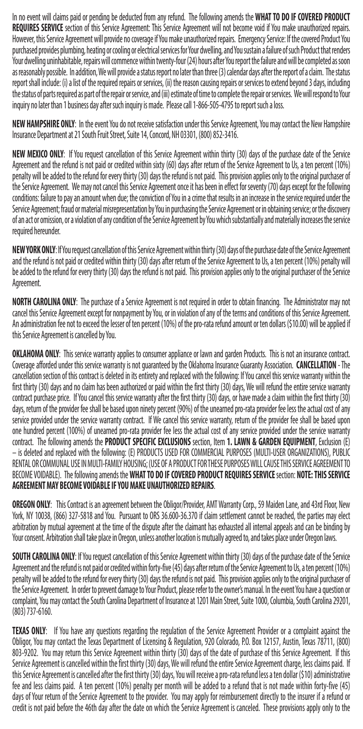In no event will claims paid or pending be deducted from any refund. The following amends the **WHAT TO DO IF COVERED PRODUCT REQUIRES SERVICE** section of this Service Agreement: This Service Agreement will not become void if You make unauthorized repairs. However, this Service Agreement will provide no coverage if You make unauthorized repairs. Emergency Service: If the covered Product You purchased provides plumbing, heating or cooling or electrical services for Your dwelling, and You sustain a failure of such Product that renders Your dwelling uninhabitable, repairs will commence within twenty-four (24) hours after You report the failure and will be completed as soon as reasonably possible. In addition, We will provide a status report no later than three (3) calendar days after the report of a claim. The status report shall include: (i) a list of the required repairs or services, (ii) the reason causing repairs or services to extend beyond 3 days, including the status of parts required as part of the repair or service, and (iii) estimate of time to complete the repair or services. We will respond to Your inquiry no later than 1 business day after such inquiry is made. Please call 1-866-505-4795 to report such a loss.

**NEW HAMPSHIRE ONLY**: In the event You do not receive satisfaction under this Service Agreement, You may contact the New Hampshire Insurance Department at 21 South Fruit Street, Suite 14, Concord, NH 03301, (800) 852-3416.

**NEW MEXICO ONLY**: If You request cancellation of this Service Agreement within thirty (30) days of the purchase date of the Service Agreement and the refund is not paid or credited within sixty (60) days after return of the Service Agreement to Us, a ten percent (10%) penalty will be added to the refund for every thirty (30) days the refund is not paid. This provision applies only to the original purchaser of the Service Agreement. We may not cancel this Service Agreement once it has been in effect for seventy (70) days except for the following conditions: failure to pay an amount when due; the conviction of You in a crime that results in an increase in the service required under the Service Agreement; fraud or material misrepresentation by You in purchasing the Service Agreement or in obtaining service; or the discovery of an act or omission, or a violation of any condition of the Service Agreement by You which substantially and materially increases the service required hereunder.

**NEW YORK ONLY**: If You request cancellation of this Service Agreement within thirty (30) days of the purchase date of the Service Agreement and the refund is not paid or credited within thirty (30) days after return of the Service Agreement to Us, a ten percent (10%) penalty will be added to the refund for every thirty (30) days the refund is not paid. This provision applies only to the original purchaser of the Service Agreement.

**NORTH CAROLINA ONLY**: The purchase of a Service Agreement is not required in order to obtain financing. The Administrator may not cancel this Service Agreement except for nonpayment by You, or in violation of any of the terms and conditions of this Service Agreement. An administration fee not to exceed the lesser of ten percent (10%) of the pro-rata refund amount or ten dollars ($10.00) will be applied if this Service Agreement is cancelled by You.

**OKLAHOMA ONLY**: This service warranty applies to consumer appliance or lawn and garden Products. This is not an insurance contract. Coverage afforded under this service warranty is not guaranteed by the Oklahoma Insurance Guaranty Association. **CANCELLATION** - The cancellation section of this contract is deleted in its entirety and replaced with the following: If You cancel this service warranty within the first thirty (30) days and no claim has been authorized or paid within the first thirty (30) days, We will refund the entire service warranty contract purchase price. If You cancel this service warranty after the first thirty (30) days, or have made a claim within the first thirty (30) days, return of the provider fee shall be based upon ninety percent (90%) of the unearned pro-rata provider fee less the actual cost of any service provided under the service warranty contract. If We cancel this service warranty, return of the provider fee shall be based upon one hundred percent (100%) of unearned pro-rata provider fee less the actual cost of any service provided under the service warranty contract. The following amends the **PRODUCT SPECIFIC EXCLUSIONS** section, Item **1. LAWN & GARDEN EQUIPMENT**, Exclusion (E) – is deleted and replaced with the following: (E) PRODUCTS USED FOR COMMERCIAL PURPOSES (MULTI-USER ORGANIZATIONS), PUBLIC RENTAL OR COMMUNAL USE IN MULTI-FAMILY HOUSING; (USE OF A PRODUCT FOR THESE PURPOSES WILL CAUSE THIS SERVICE AGREEMENT TO BECOME VOIDABLE). The following amends the **WHAT TO DO IF COVERED PRODUCT REQUIRES SERVICE** section: **NOTE: THIS SERVICE AGREEMENT MAY BECOME VOIDABLE IF YOU MAKE UNAUTHORIZED REPAIRS**.

**OREGON ONLY**: This Contract is an agreement between the Obligor/Provider, AMT Warranty Corp., 59 Maiden Lane, and 43rd Floor, New York, NY 10038, (866) 327-5818 and You. Pursuant to ORS 36.600-36.370 if claim settlement cannot be reached, the parties may elect arbitration by mutual agreement at the time of the dispute after the claimant has exhausted all internal appeals and can be binding by Your consent. Arbitration shall take place in Oregon, unless another location is mutually agreed to, and takes place under Oregon laws.

**SOUTH CAROLINA ONLY**: If You request cancellation of this Service Agreement within thirty (30) days of the purchase date of the Service Agreement and the refund is not paid or credited within forty-five (45) days after return of the Service Agreement to Us, a ten percent (10%) penalty will be added to the refund for every thirty (30) days the refund is not paid. This provision applies only to the original purchaser of the Service Agreement. In order to prevent damage to Your Product, please refer to the owner's manual. In the event You have a question or complaint, You may contact the South Carolina Department of Insurance at 1201 Main Street, Suite 1000, Columbia, South Carolina 29201, (803) 737-6160.

**TEXAS ONLY**: If You have any questions regarding the regulation of the Service Agreement Provider or a complaint against the Obligor, You may contact the Texas Department of Licensing & Regulation, 920 Colorado, P.O. Box 12157, Austin, Texas 78711, (800) 803-9202. You may return this Service Agreement within thirty (30) days of the date of purchase of this Service Agreement. If this Service Agreement is cancelled within the first thirty (30) days, We will refund the entire Service Agreement charge, less claims paid. If this Service Agreement is cancelled after the first thirty (30) days, You will receive a pro-rata refund less a ten dollar ($10) administrative fee and less claims paid. A ten percent (10%) penalty per month will be added to a refund that is not made within forty-five (45) days of Your return of the Service Agreement to the provider. You may apply for reimbursement directly to the insurer if a refund or credit is not paid before the 46th day after the date on which the Service Agreement is canceled. These provisions apply only to the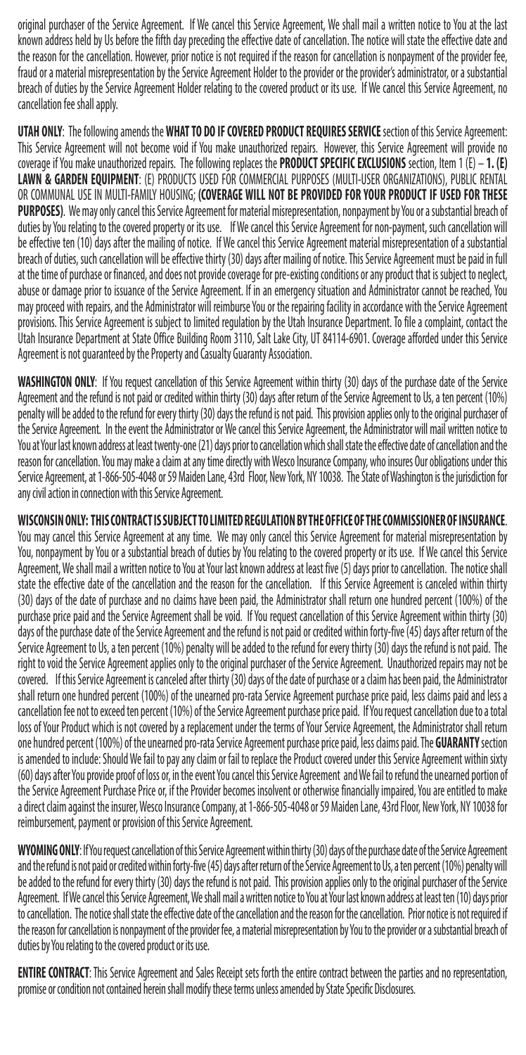original purchaser of the Service Agreement. If We cancel this Service Agreement, We shall mail a written notice to You at the last known address held by Us before the fifth day preceding the effective date of cancellation. The notice will state the effective date and the reason for the cancellation. However, prior notice is not required if the reason for cancellation is nonpayment of the provider fee, fraud or a material misrepresentation by the Service Agreement Holder to the provider or the provider's administrator, or a substantial breach of duties by the Service Agreement Holder relating to the covered product or its use. If We cancel this Service Agreement, no cancellation fee shall apply.

**UTAH ONLY**: The following amends the **WHAT TO DO IF COVERED PRODUCT REQUIRES SERVICE** section of this Service Agreement: This Service Agreement will not become void if You make unauthorized repairs. However, this Service Agreement will provide no coverage if You make unauthorized repairs. The following replaces the **PRODUCT SPECIFIC EXCLUSIONS** section, Item 1 (E) – **1. (E) LAWN & GARDEN EQUIPMENT**: (E) PRODUCTS USED FOR COMMERCIAL PURPOSES (MULTI-USER ORGANIZATIONS), PUBLIC RENTAL OR COMMUNAL USE IN MULTI-FAMILY HOUSING; **(COVERAGE WILL NOT BE PROVIDED FOR YOUR PRODUCT IF USED FOR THESE PURPOSES)**. We may only cancel this Service Agreement for material misrepresentation, nonpayment by You or a substantial breach of duties by You relating to the covered property or its use. If We cancel this Service Agreement for non-payment, such cancellation will be effective ten (10) days after the mailing of notice. If We cancel this Service Agreement material misrepresentation of a substantial breach of duties, such cancellation will be effective thirty (30) days after mailing of notice. This Service Agreement must be paid in full at the time of purchase or financed, and does not provide coverage for pre-existing conditions or any product that is subject to neglect, abuse or damage prior to issuance of the Service Agreement. If in an emergency situation and Administrator cannot be reached, You may proceed with repairs, and the Administrator will reimburse You or the repairing facility in accordance with the Service Agreement provisions. This Service Agreement is subject to limited regulation by the Utah Insurance Department. To file a complaint, contact the Utah Insurance Department at State Office Building Room 3110, Salt Lake City, UT 84114-6901. Coverage afforded under this Service Agreement is not guaranteed by the Property and Casualty Guaranty Association.

**WASHINGTON ONLY**: If You request cancellation of this Service Agreement within thirty (30) days of the purchase date of the Service Agreement and the refund is not paid or credited within thirty (30) days after return of the Service Agreement to Us, a ten percent (10%) penalty will be added to the refund for every thirty (30) days the refund is not paid. This provision applies only to the original purchaser of the Service Agreement. In the event the Administrator or We cancel this Service Agreement, the Administrator will mail written notice to You at Your last known address at least twenty-one (21) days prior to cancellation which shall state the effective date of cancellation and the reason for cancellation. You may make a claim at any time directly with Wesco Insurance Company, who insures Our obligations under this Service Agreement, at 1-866-505-4048 or 59 Maiden Lane, 43rd Floor, New York, NY 10038. The State of Washington is the jurisdiction for any civil action in connection with this Service Agreement.

**WISCONSIN ONLY: THIS CONTRACT IS SUBJECT TO LIMITED REGULATION BY THE OFFICE OF THE COMMISSIONER OF INSURANCE**. You may cancel this Service Agreement at any time. We may only cancel this Service Agreement for material misrepresentation by You, nonpayment by You or a substantial breach of duties by You relating to the covered property or its use. If We cancel this Service Agreement, We shall mail a written notice to You at Your last known address at least five (5) days prior to cancellation. The notice shall state the effective date of the cancellation and the reason for the cancellation. If this Service Agreement is canceled within thirty (30) days of the date of purchase and no claims have been paid, the Administrator shall return one hundred percent (100%) of the purchase price paid and the Service Agreement shall be void. If You request cancellation of this Service Agreement within thirty (30) days of the purchase date of the Service Agreement and the refund is not paid or credited within forty-five (45) days after return of the Service Agreement to Us, a ten percent (10%) penalty will be added to the refund for every thirty (30) days the refund is not paid. The right to void the Service Agreement applies only to the original purchaser of the Service Agreement. Unauthorized repairs may not be covered. If this Service Agreement is canceled after thirty (30) days of the date of purchase or a claim has been paid, the Administrator shall return one hundred percent (100%) of the unearned pro-rata Service Agreement purchase price paid, less claims paid and less a cancellation fee not to exceed ten percent (10%) of the Service Agreement purchase price paid. If You request cancellation due to a total loss of Your Product which is not covered by a replacement under the terms of Your Service Agreement, the Administrator shall return one hundred percent (100%) of the unearned pro-rata Service Agreement purchase price paid, less claims paid. The **GUARANTY** section is amended to include: Should We fail to pay any claim or fail to replace the Product covered under this Service Agreement within sixty (60) days after You provide proof of loss or, in the event You cancel this Service Agreement and We fail to refund the unearned portion of the Service Agreement Purchase Price or, if the Provider becomes insolvent or otherwise financially impaired, You are entitled to make a direct claim against the insurer, Wesco Insurance Company, at 1-866-505-4048 or 59 Maiden Lane, 43rd Floor, New York, NY 10038 for reimbursement, payment or provision of this Service Agreement.

**WYOMING ONLY**: If You request cancellation of this Service Agreement within thirty (30) days of the purchase date of the Service Agreement and the refund is not paid or credited within forty-five (45) days after return of the Service Agreement to Us, a ten percent (10%) penalty will be added to the refund for every thirty (30) days the refund is not paid. This provision applies only to the original purchaser of the Service Agreement. If We cancel this Service Agreement, We shall mail a written notice to You at Your last known address at least ten (10) days prior to cancellation. The notice shall state the effective date of the cancellation and the reason for the cancellation. Prior notice is not required if the reason for cancellation is nonpayment of the provider fee, a material misrepresentation by You to the provider or a substantial breach of duties by You relating to the covered product or its use.

**ENTIRE CONTRACT**: This Service Agreement and Sales Receipt sets forth the entire contract between the parties and no representation, promise or condition not contained herein shall modify these terms unless amended by State Specific Disclosures.